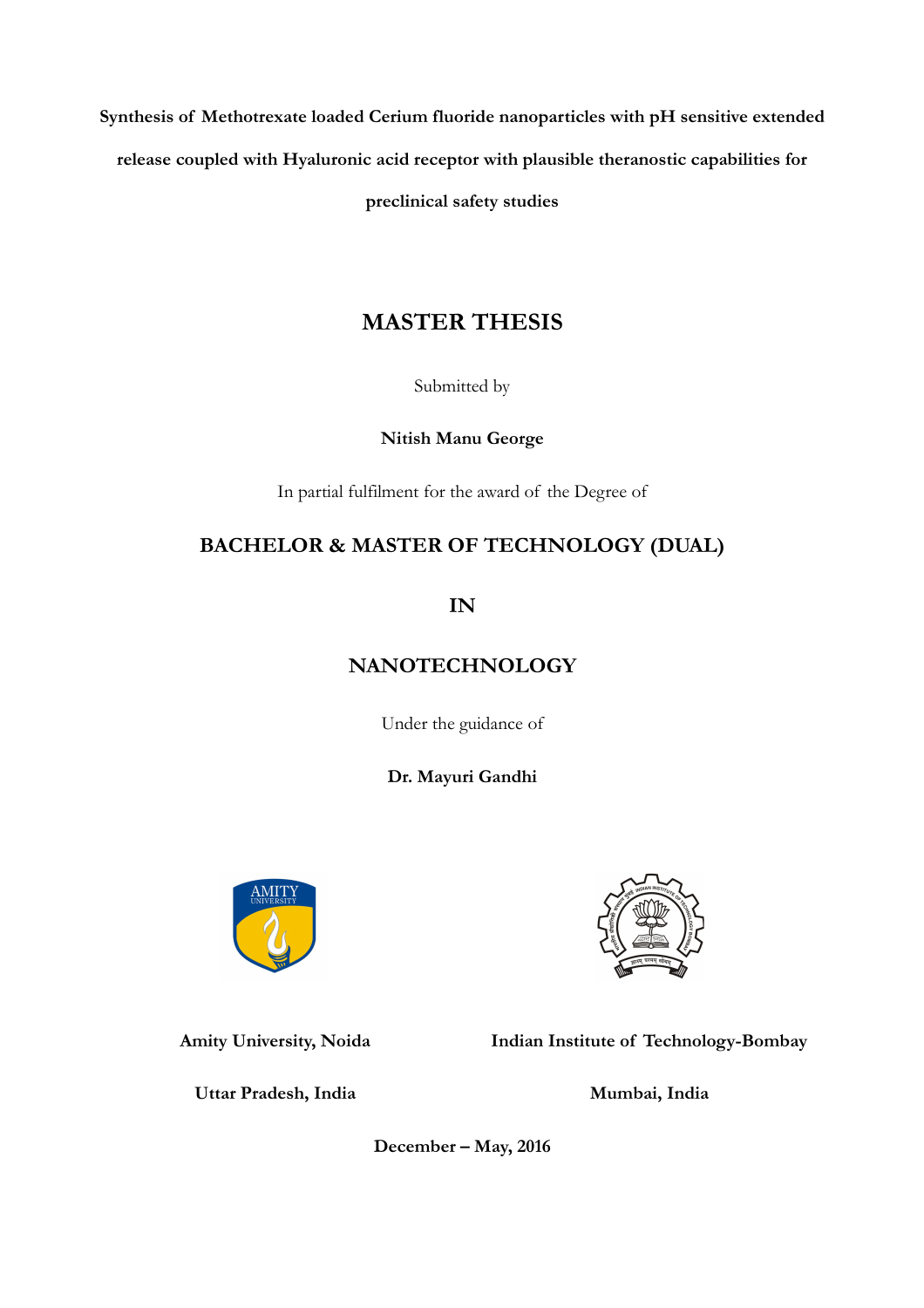**Synthesis of Methotrexate loaded Cerium fluoride nanoparticles with pH sensitive extended release coupled with Hyaluronic acid receptor with plausible theranostic capabilities for preclinical safety studies**

# MASTER THESIS

Submitted by

**Nitish Manu George**

In partial fulfilment for the award of the Degree of

## BACHELOR & MASTER OF TECHNOLOGY (DUAL)

## IN

## NANOTECHNOLOGY

Under the guidance of

**Dr. Mayuri Gandhi**

**Amity University, Noida**

**Uttar Pradesh, India**

**Indian Institute of Technology-Bombay**

**Mumbai, India**

**December – May, 2016**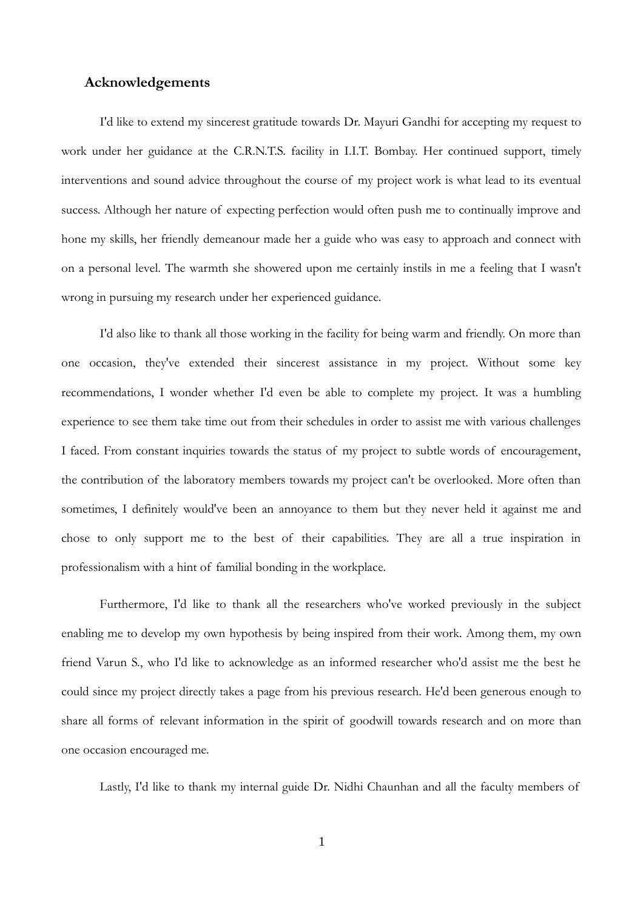## Acknowledgements

I'd like to extend my sincerest gratitude towards Dr. Mayuri Gandhi for accepting my request to work under her guidance at the C.R.N.T.S. facility in I.I.T. Bombay. Her continued support, timely interventions and sound advice throughout the course of my project work is what lead to its eventual success. Although her nature of expecting perfection would often push me to continually improve and hone my skills, her friendly demeanour made her a guide who was easy to approach and connect with on a personal level. The warmth she showered upon me certainly instils in me a feeling that I wasn't wrong in pursuing my research under her experienced guidance.

I'd also like to thank all those working in the facility for being warm and friendly. On more than one occasion, they've extended their sincerest assistance in my project. Without some key recommendations, I wonder whether I'd even be able to complete my project. It was a humbling experience to see them take time out from their schedules in order to assist me with various challenges I faced. From constant inquiries towards the status of my project to subtle words of encouragement, the contribution of the laboratory members towards my project can't be overlooked. More often than sometimes, I definitely would've been an annoyance to them but they never held it against me and chose to only support me to the best of their capabilities. They are all a true inspiration in professionalism with a hint of familial bonding in the workplace.

Furthermore, I'd like to thank all the researchers who've worked previously in the subject enabling me to develop my own hypothesis by being inspired from their work. Among them, my own friend Varun S., who I'd like to acknowledge as an informed researcher who'd assist me the best he could since my project directly takes a page from his previous research. He'd been generous enough to share all forms of relevant information in the spirit of goodwill towards research and on more than one occasion encouraged me.

Lastly, I'd like to thank my internal guide Dr. Nidhi Chaunhan and all the faculty members of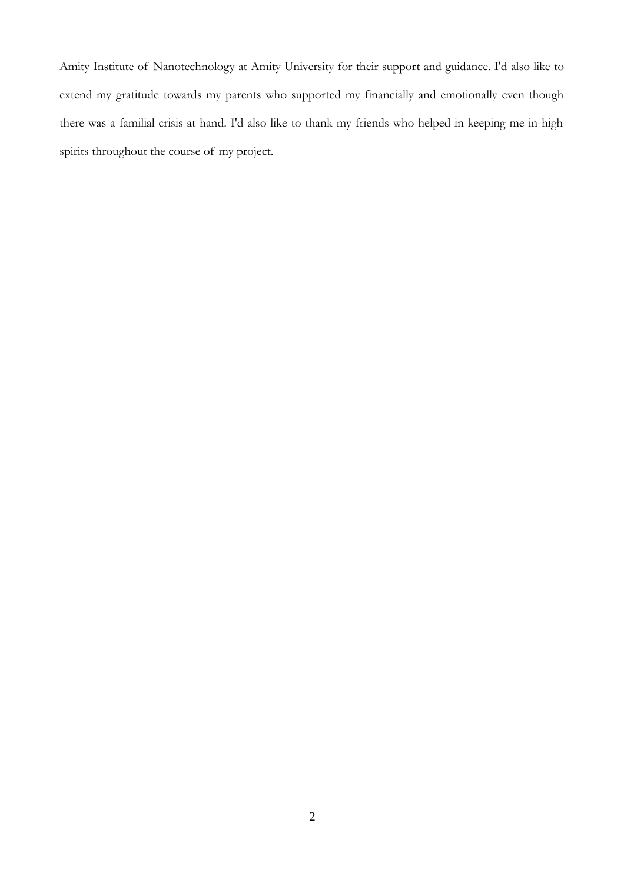Amity Institute of Nanotechnology at Amity University for their support and guidance. I'd also like to extend my gratitude towards my parents who supported my financially and emotionally even though there was a familial crisis at hand. I'd also like to thank my friends who helped in keeping me in high spirits throughout the course of my project.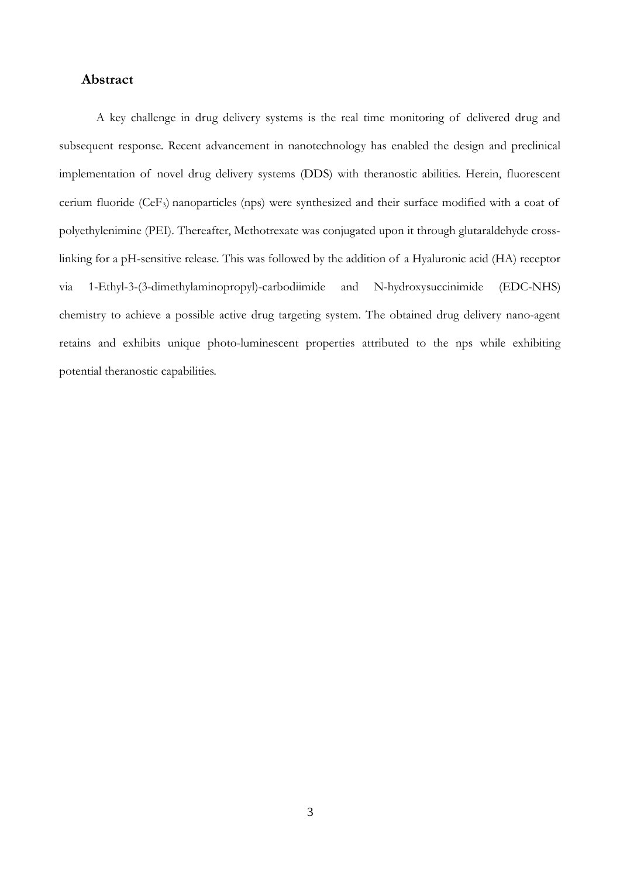## Abstract

A key challenge in drug delivery systems is the real time monitoring of delivered drug and subsequent response. Recent advancement in nanotechnology has enabled the design and preclinical implementation of novel drug delivery systems (DDS) with theranostic abilities. Herein, fluorescent cerium fluoride ($CeF_3$) nanoparticles (nps) were synthesized and their surface modified with a coat of polyethylenimine (PEI). Thereafter, Methotrexate was conjugated upon it through glutaraldehyde cross-linking for a pH-sensitive release. This was followed by the addition of a Hyaluronic acid (HA) receptor via 1-Ethyl-3-(3-dimethylaminopropyl)-carbodiimide and N-hydroxysuccinimide (EDC-NHS) chemistry to achieve a possible active drug targeting system. The obtained drug delivery nano-agent retains and exhibits unique photo-luminescent properties attributed to the nps while exhibiting potential theranostic capabilities.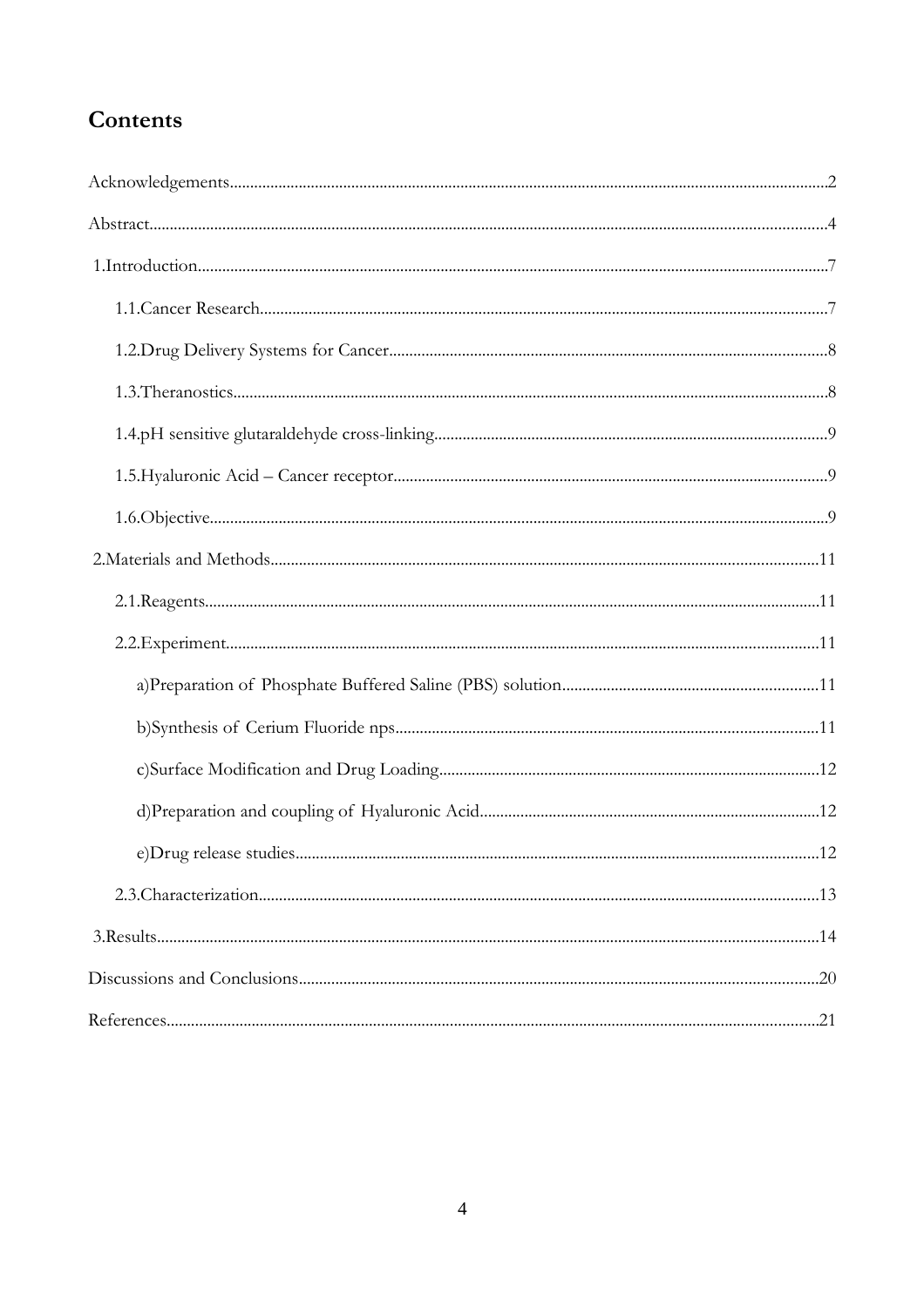# Contents

Acknowledgements..........................................................................................................2

Abstract..........................................................................................................................4

1.Introduction..................................................................................................................7

- 1.1.Cancer Research.....................................................................................................7
- 1.2.Drug Delivery Systems for Cancer.........................................................................8
- 1.3.Theranostics............................................................................................................8
- 1.4.pH sensitive glutaraldehyde cross-linking.............................................................9
- 1.5.Hyaluronic Acid – Cancer receptor........................................................................9
- 1.6.Objective.................................................................................................................9

2.Materials and Methods.................................................................................................11

- 2.1.Reagents................................................................................................................11
- 2.2.Experiment.............................................................................................................11
  - a)Preparation of Phosphate Buffered Saline (PBS) solution.................................11
  - b)Synthesis of Cerium Fluoride nps.......................................................................11
  - c)Surface Modification and Drug Loading............................................................12
  - d)Preparation and coupling of Hyaluronic Acid....................................................12
  - e)Drug release studies............................................................................................12
- 2.3.Characterization.....................................................................................................13

3.Results...........................................................................................................................14

Discussions and Conclusions...........................................................................................20

References.........................................................................................................................21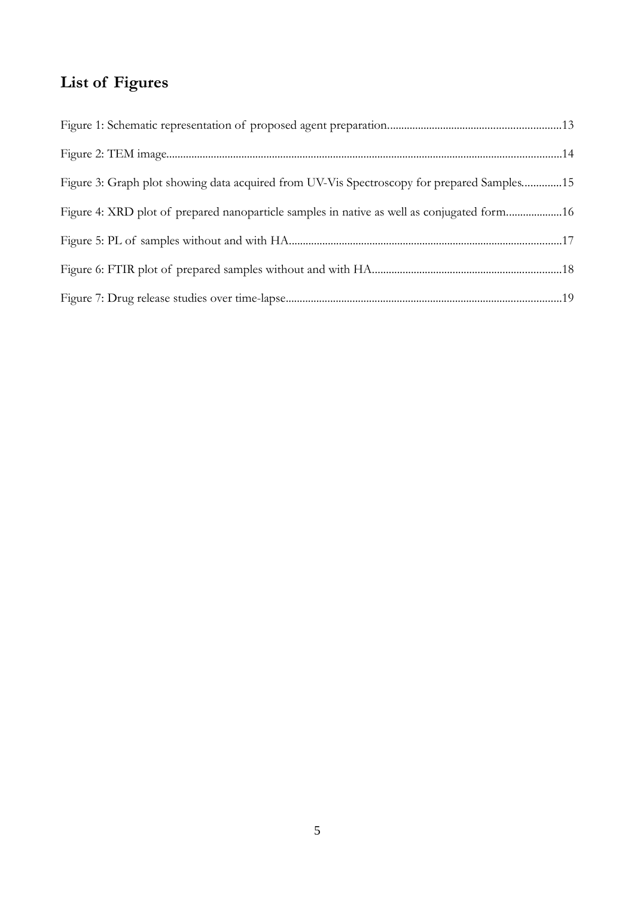# List of Figures

Figure 1: Schematic representation of proposed agent preparation.............................................................13

Figure 2: TEM image............................................................................................................................................14

Figure 3: Graph plot showing data acquired from UV-Vis Spectroscopy for prepared Samples..............15

Figure 4: XRD plot of prepared nanoparticle samples in native as well as conjugated form....................16

Figure 5: PL of samples without and with HA.................................................................................................17

Figure 6: FTIR plot of prepared samples without and with HA...................................................................18

Figure 7: Drug release studies over time-lapse..................................................................................................19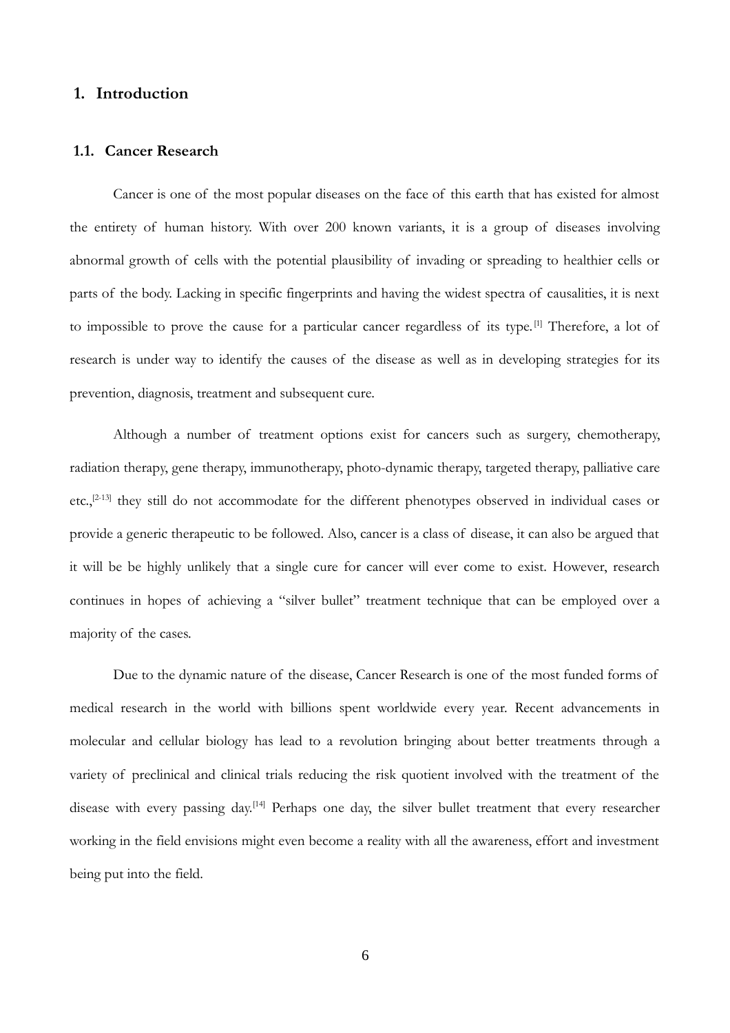# 1. Introduction

## 1.1. Cancer Research

Cancer is one of the most popular diseases on the face of this earth that has existed for almost the entirety of human history. With over 200 known variants, it is a group of diseases involving abnormal growth of cells with the potential plausibility of invading or spreading to healthier cells or parts of the body. Lacking in specific fingerprints and having the widest spectra of causalities, it is next to impossible to prove the cause for a particular cancer regardless of its type.[1] Therefore, a lot of research is under way to identify the causes of the disease as well as in developing strategies for its prevention, diagnosis, treatment and subsequent cure.

Although a number of treatment options exist for cancers such as surgery, chemotherapy, radiation therapy, gene therapy, immunotherapy, photo-dynamic therapy, targeted therapy, palliative care etc.,[2-13] they still do not accommodate for the different phenotypes observed in individual cases or provide a generic therapeutic to be followed. Also, cancer is a class of disease, it can also be argued that it will be be highly unlikely that a single cure for cancer will ever come to exist. However, research continues in hopes of achieving a "silver bullet" treatment technique that can be employed over a majority of the cases.

Due to the dynamic nature of the disease, Cancer Research is one of the most funded forms of medical research in the world with billions spent worldwide every year. Recent advancements in molecular and cellular biology has lead to a revolution bringing about better treatments through a variety of preclinical and clinical trials reducing the risk quotient involved with the treatment of the disease with every passing day.[14] Perhaps one day, the silver bullet treatment that every researcher working in the field envisions might even become a reality with all the awareness, effort and investment being put into the field.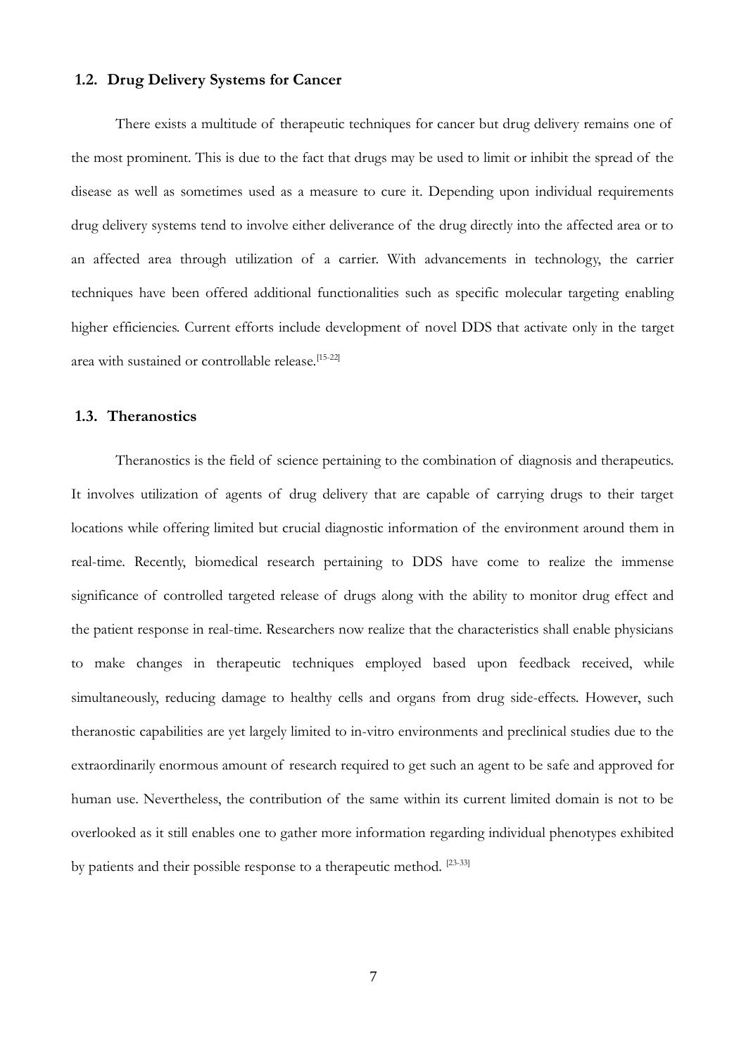## 1.2. Drug Delivery Systems for Cancer

There exists a multitude of therapeutic techniques for cancer but drug delivery remains one of the most prominent. This is due to the fact that drugs may be used to limit or inhibit the spread of the disease as well as sometimes used as a measure to cure it. Depending upon individual requirements drug delivery systems tend to involve either deliverance of the drug directly into the affected area or to an affected area through utilization of a carrier. With advancements in technology, the carrier techniques have been offered additional functionalities such as specific molecular targeting enabling higher efficiencies. Current efforts include development of novel DDS that activate only in the target area with sustained or controllable release.[15-22]

## 1.3. Theranostics

Theranostics is the field of science pertaining to the combination of diagnosis and therapeutics. It involves utilization of agents of drug delivery that are capable of carrying drugs to their target locations while offering limited but crucial diagnostic information of the environment around them in real-time. Recently, biomedical research pertaining to DDS have come to realize the immense significance of controlled targeted release of drugs along with the ability to monitor drug effect and the patient response in real-time. Researchers now realize that the characteristics shall enable physicians to make changes in therapeutic techniques employed based upon feedback received, while simultaneously, reducing damage to healthy cells and organs from drug side-effects. However, such theranostic capabilities are yet largely limited to in-vitro environments and preclinical studies due to the extraordinarily enormous amount of research required to get such an agent to be safe and approved for human use. Nevertheless, the contribution of the same within its current limited domain is not to be overlooked as it still enables one to gather more information regarding individual phenotypes exhibited by patients and their possible response to a therapeutic method. [23-33]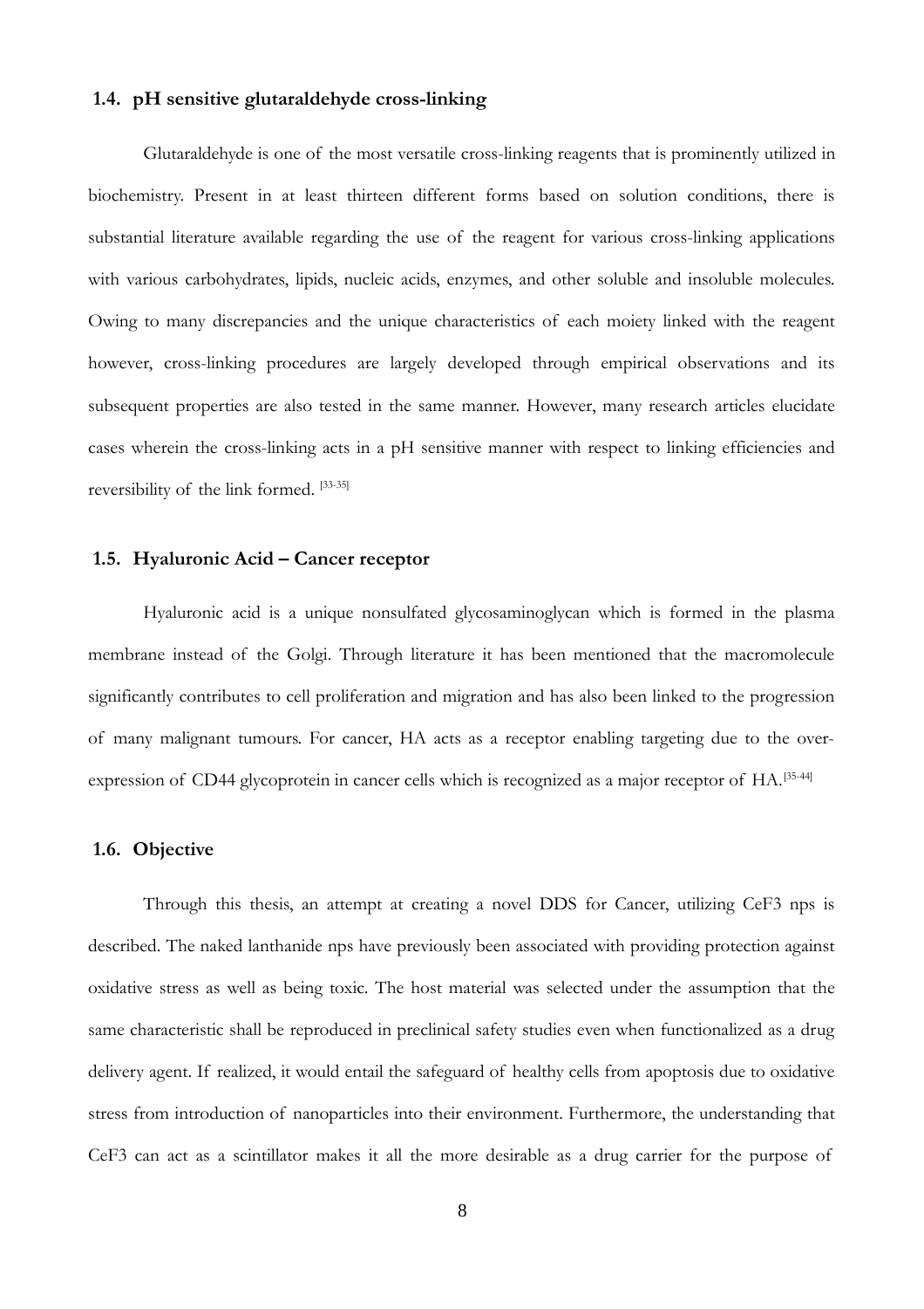### 1.4. pH sensitive glutaraldehyde cross-linking

Glutaraldehyde is one of the most versatile cross-linking reagents that is prominently utilized in biochemistry. Present in at least thirteen different forms based on solution conditions, there is substantial literature available regarding the use of the reagent for various cross-linking applications with various carbohydrates, lipids, nucleic acids, enzymes, and other soluble and insoluble molecules. Owing to many discrepancies and the unique characteristics of each moiety linked with the reagent however, cross-linking procedures are largely developed through empirical observations and its subsequent properties are also tested in the same manner. However, many research articles elucidate cases wherein the cross-linking acts in a pH sensitive manner with respect to linking efficiencies and reversibility of the link formed. [33-35]

### 1.5. Hyaluronic Acid – Cancer receptor

Hyaluronic acid is a unique nonsulfated glycosaminoglycan which is formed in the plasma membrane instead of the Golgi. Through literature it has been mentioned that the macromolecule significantly contributes to cell proliferation and migration and has also been linked to the progression of many malignant tumours. For cancer, HA acts as a receptor enabling targeting due to the over-expression of CD44 glycoprotein in cancer cells which is recognized as a major receptor of HA.[35-44]

### 1.6. Objective

Through this thesis, an attempt at creating a novel DDS for Cancer, utilizing $CeF_3$ nps is described. The naked lanthanide nps have previously been associated with providing protection against oxidative stress as well as being toxic. The host material was selected under the assumption that the same characteristic shall be reproduced in preclinical safety studies even when functionalized as a drug delivery agent. If realized, it would entail the safeguard of healthy cells from apoptosis due to oxidative stress from introduction of nanoparticles into their environment. Furthermore, the understanding that $CeF_3$ can act as a scintillator makes it all the more desirable as a drug carrier for the purpose of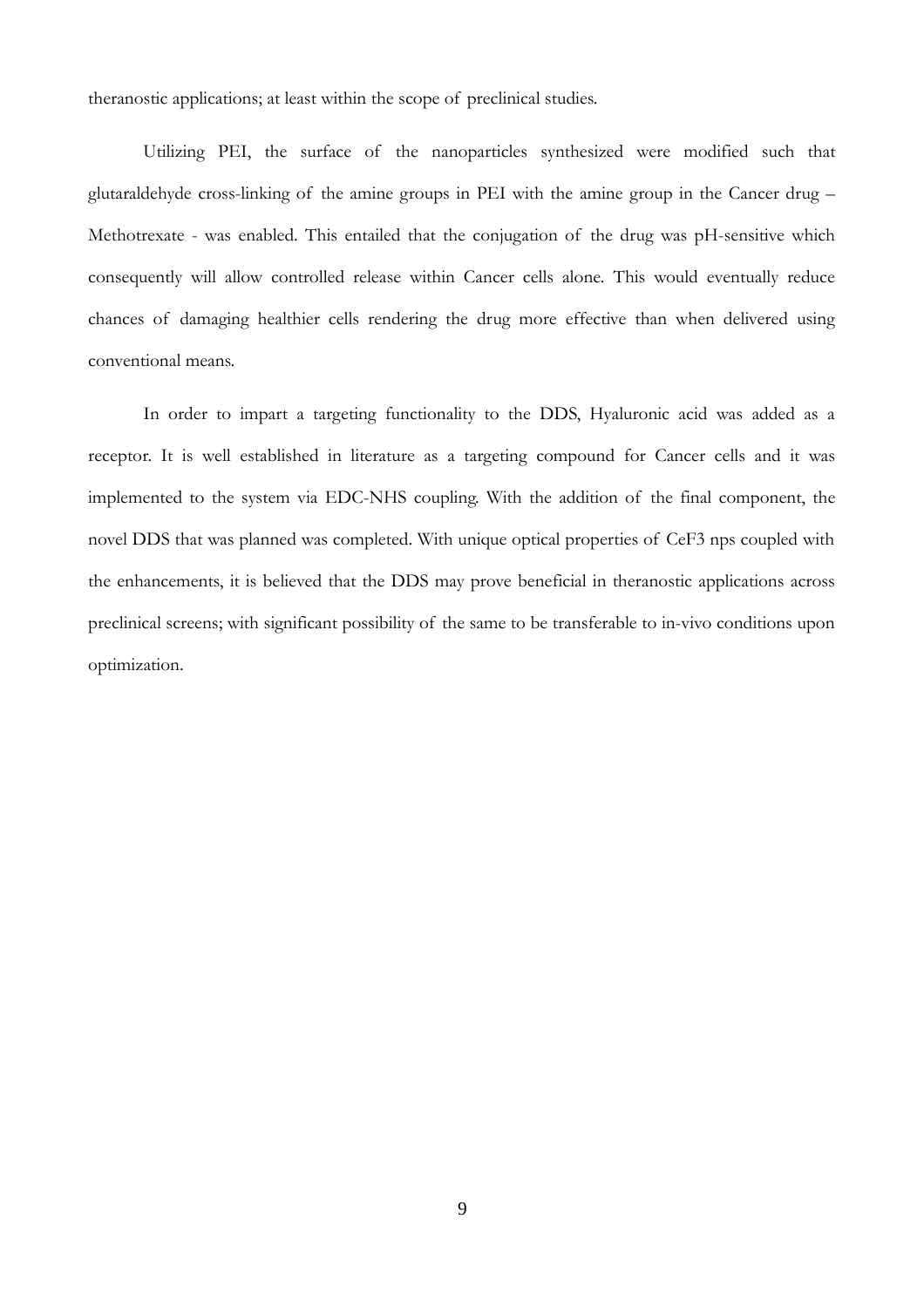theranostic applications; at least within the scope of preclinical studies.

Utilizing PEI, the surface of the nanoparticles synthesized were modified such that glutaraldehyde cross-linking of the amine groups in PEI with the amine group in the Cancer drug – Methotrexate - was enabled. This entailed that the conjugation of the drug was pH-sensitive which consequently will allow controlled release within Cancer cells alone. This would eventually reduce chances of damaging healthier cells rendering the drug more effective than when delivered using conventional means.

In order to impart a targeting functionality to the DDS, Hyaluronic acid was added as a receptor. It is well established in literature as a targeting compound for Cancer cells and it was implemented to the system via EDC-NHS coupling. With the addition of the final component, the novel DDS that was planned was completed. With unique optical properties of $CeF_3$ nps coupled with the enhancements, it is believed that the DDS may prove beneficial in theranostic applications across preclinical screens; with significant possibility of the same to be transferable to in-vivo conditions upon optimization.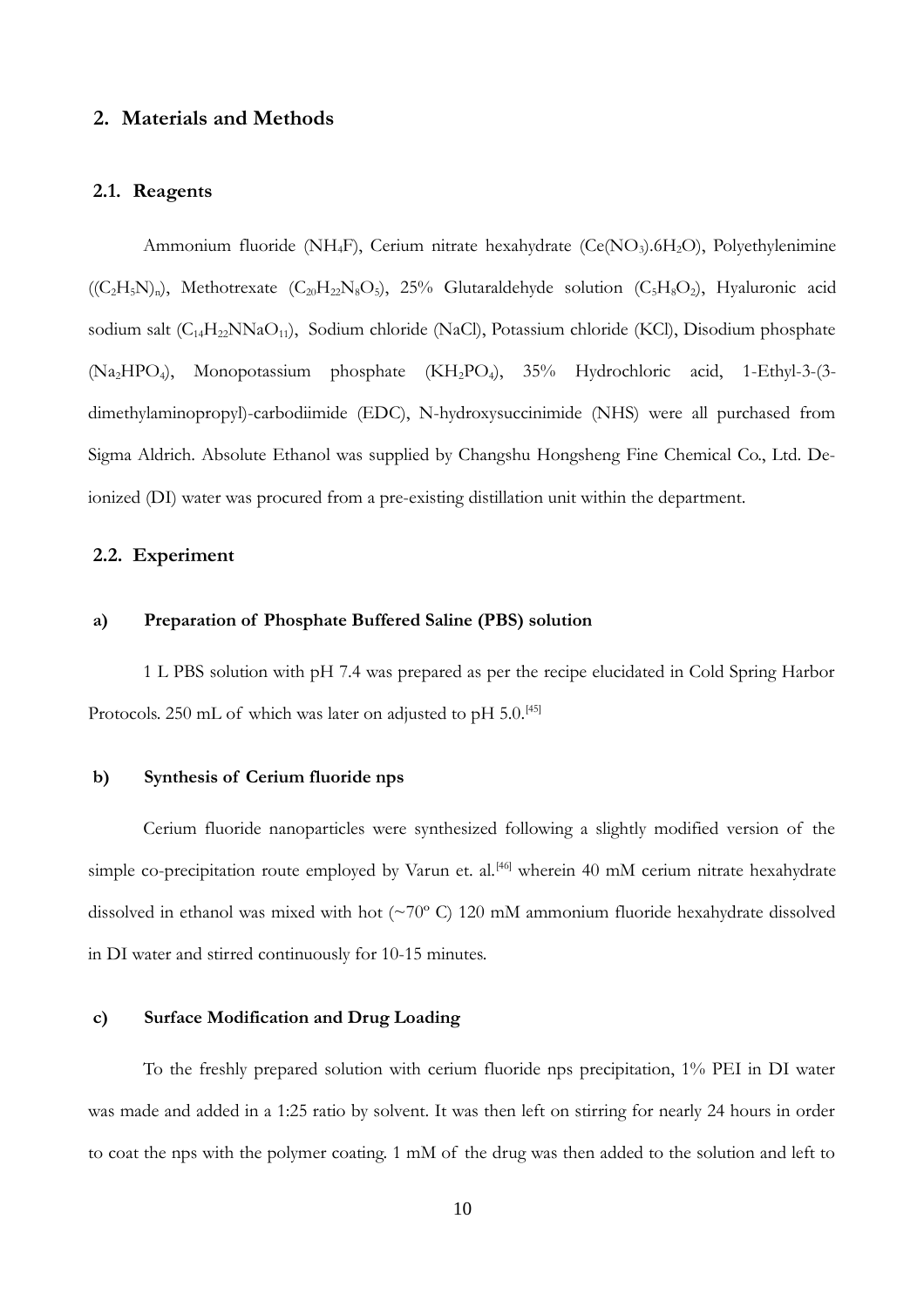## 2. Materials and Methods

### 2.1. Reagents

Ammonium fluoride ($NH_4F$), Cerium nitrate hexahydrate ($Ce(NO_3).6H_2O$), Polyethylenimine ($(C_2H_5N)_n$), Methotrexate ($C_{20}H_{22}N_8O_5$), 25% Glutaraldehyde solution ($C_5H_8O_2$), Hyaluronic acid sodium salt ($C_{14}H_{22}NNaO_{11}$), Sodium chloride (NaCl), Potassium chloride (KCl), Disodium phosphate ($Na_2HPO_4$), Monopotassium phosphate ($KH_2PO_4$), 35% Hydrochloric acid, 1-Ethyl-3-(3-dimethylaminopropyl)-carbodiimide (EDC), N-hydroxysuccinimide (NHS) were all purchased from Sigma Aldrich. Absolute Ethanol was supplied by Changshu Hongsheng Fine Chemical Co., Ltd. De-ionized (DI) water was procured from a pre-existing distillation unit within the department.

### 2.2. Experiment

#### a) Preparation of Phosphate Buffered Saline (PBS) solution

1 L PBS solution with pH 7.4 was prepared as per the recipe elucidated in Cold Spring Harbor Protocols. 250 mL of which was later on adjusted to pH 5.0.[45]

#### b) Synthesis of Cerium fluoride nps

Cerium fluoride nanoparticles were synthesized following a slightly modified version of the simple co-precipitation route employed by Varun et. al.[46] wherein 40 mM cerium nitrate hexahydrate dissolved in ethanol was mixed with hot (~70º C) 120 mM ammonium fluoride hexahydrate dissolved in DI water and stirred continuously for 10-15 minutes.

#### c) Surface Modification and Drug Loading

To the freshly prepared solution with cerium fluoride nps precipitation, 1% PEI in DI water was made and added in a 1:25 ratio by solvent. It was then left on stirring for nearly 24 hours in order to coat the nps with the polymer coating. 1 mM of the drug was then added to the solution and left to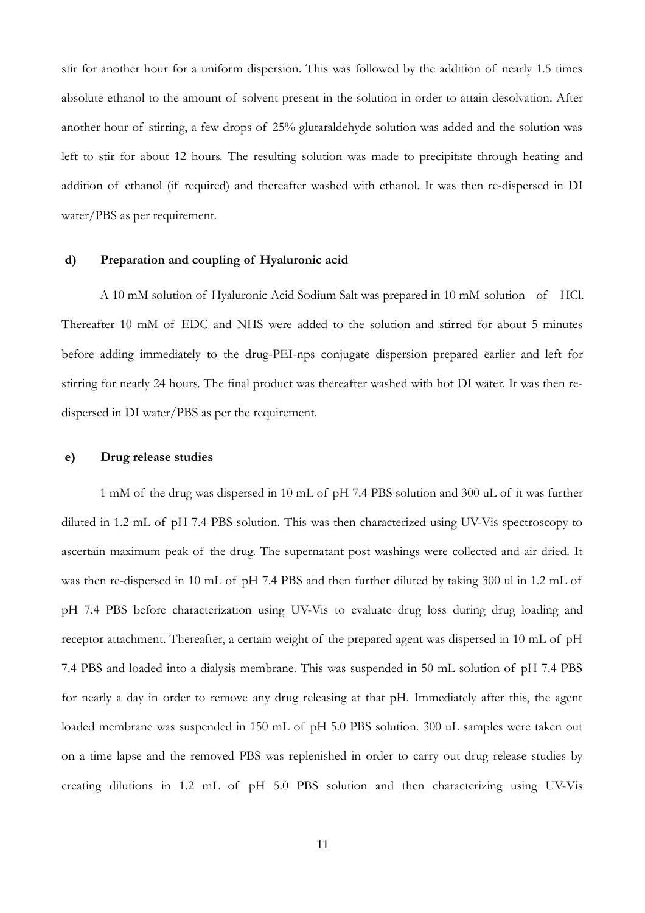stir for another hour for a uniform dispersion. This was followed by the addition of nearly 1.5 times absolute ethanol to the amount of solvent present in the solution in order to attain desolvation. After another hour of stirring, a few drops of 25% glutaraldehyde solution was added and the solution was left to stir for about 12 hours. The resulting solution was made to precipitate through heating and addition of ethanol (if required) and thereafter washed with ethanol. It was then re-dispersed in DI water/PBS as per requirement.

### d) Preparation and coupling of Hyaluronic acid

A 10 mM solution of Hyaluronic Acid Sodium Salt was prepared in 10 mM solution of HCl. Thereafter 10 mM of EDC and NHS were added to the solution and stirred for about 5 minutes before adding immediately to the drug-PEI-nps conjugate dispersion prepared earlier and left for stirring for nearly 24 hours. The final product was thereafter washed with hot DI water. It was then re-dispersed in DI water/PBS as per the requirement.

### e) Drug release studies

1 mM of the drug was dispersed in 10 mL of pH 7.4 PBS solution and 300 uL of it was further diluted in 1.2 mL of pH 7.4 PBS solution. This was then characterized using UV-Vis spectroscopy to ascertain maximum peak of the drug. The supernatant post washings were collected and air dried. It was then re-dispersed in 10 mL of pH 7.4 PBS and then further diluted by taking 300 ul in 1.2 mL of pH 7.4 PBS before characterization using UV-Vis to evaluate drug loss during drug loading and receptor attachment. Thereafter, a certain weight of the prepared agent was dispersed in 10 mL of pH 7.4 PBS and loaded into a dialysis membrane. This was suspended in 50 mL solution of pH 7.4 PBS for nearly a day in order to remove any drug releasing at that pH. Immediately after this, the agent loaded membrane was suspended in 150 mL of pH 5.0 PBS solution. 300 uL samples were taken out on a time lapse and the removed PBS was replenished in order to carry out drug release studies by creating dilutions in 1.2 mL of pH 5.0 PBS solution and then characterizing using UV-Vis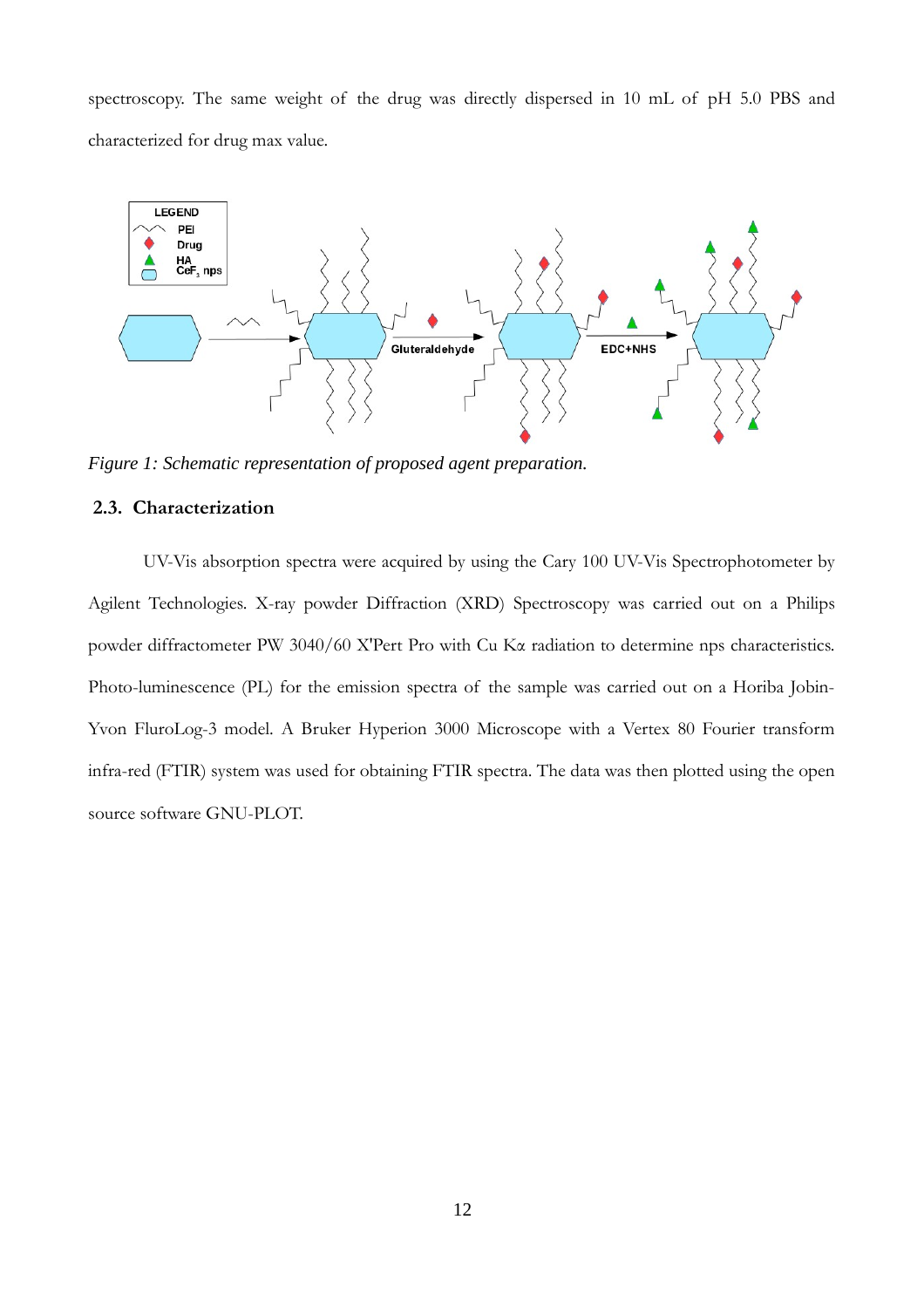spectroscopy. The same weight of the drug was directly dispersed in 10 mL of pH 5.0 PBS and characterized for drug max value.

*Figure 1: Schematic representation of proposed agent preparation.*

## 2.3. Characterization

UV-Vis absorption spectra were acquired by using the Cary 100 UV-Vis Spectrophotometer by Agilent Technologies. X-ray powder Diffraction (XRD) Spectroscopy was carried out on a Philips powder diffractometer PW 3040/60 X'Pert Pro with Cu K$\alpha$ radiation to determine nps characteristics. Photo-luminescence (PL) for the emission spectra of the sample was carried out on a Horiba Jobin-Yvon FluroLog-3 model. A Bruker Hyperion 3000 Microscope with a Vertex 80 Fourier transform infra-red (FTIR) system was used for obtaining FTIR spectra. The data was then plotted using the open source software GNU-PLOT.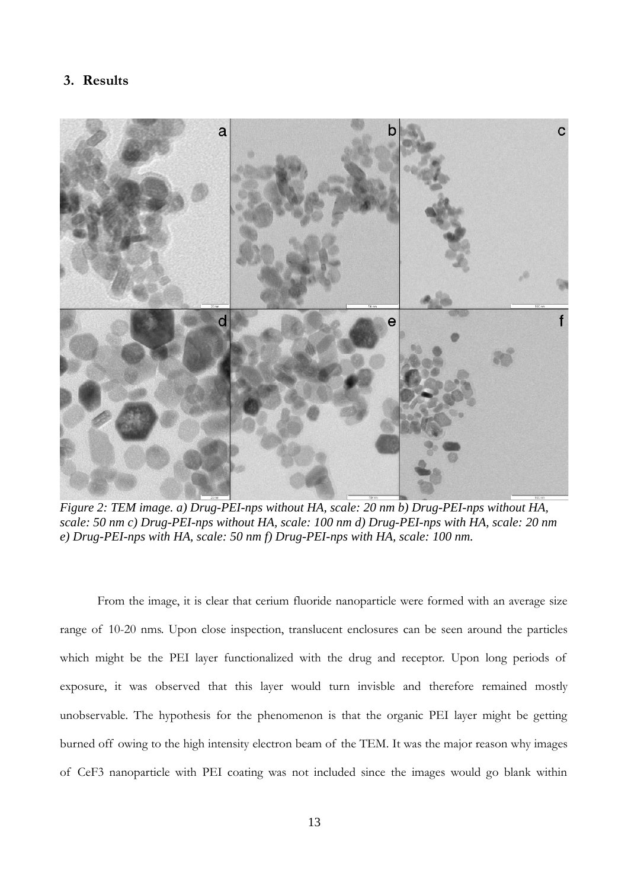## 3. Results

*Figure 2: TEM image. a) Drug-PEI-nps without HA, scale: 20 nm b) Drug-PEI-nps without HA, scale: 50 nm c) Drug-PEI-nps without HA, scale: 100 nm d) Drug-PEI-nps with HA, scale: 20 nm e) Drug-PEI-nps with HA, scale: 50 nm f) Drug-PEI-nps with HA, scale: 100 nm.*

From the image, it is clear that cerium fluoride nanoparticle were formed with an average size range of 10-20 nms. Upon close inspection, translucent enclosures can be seen around the particles which might be the PEI layer functionalized with the drug and receptor. Upon long periods of exposure, it was observed that this layer would turn invisble and therefore remained mostly unobservable. The hypothesis for the phenomenon is that the organic PEI layer might be getting burned off owing to the high intensity electron beam of the TEM. It was the major reason why images of $CeF_3$ nanoparticle with PEI coating was not included since the images would go blank within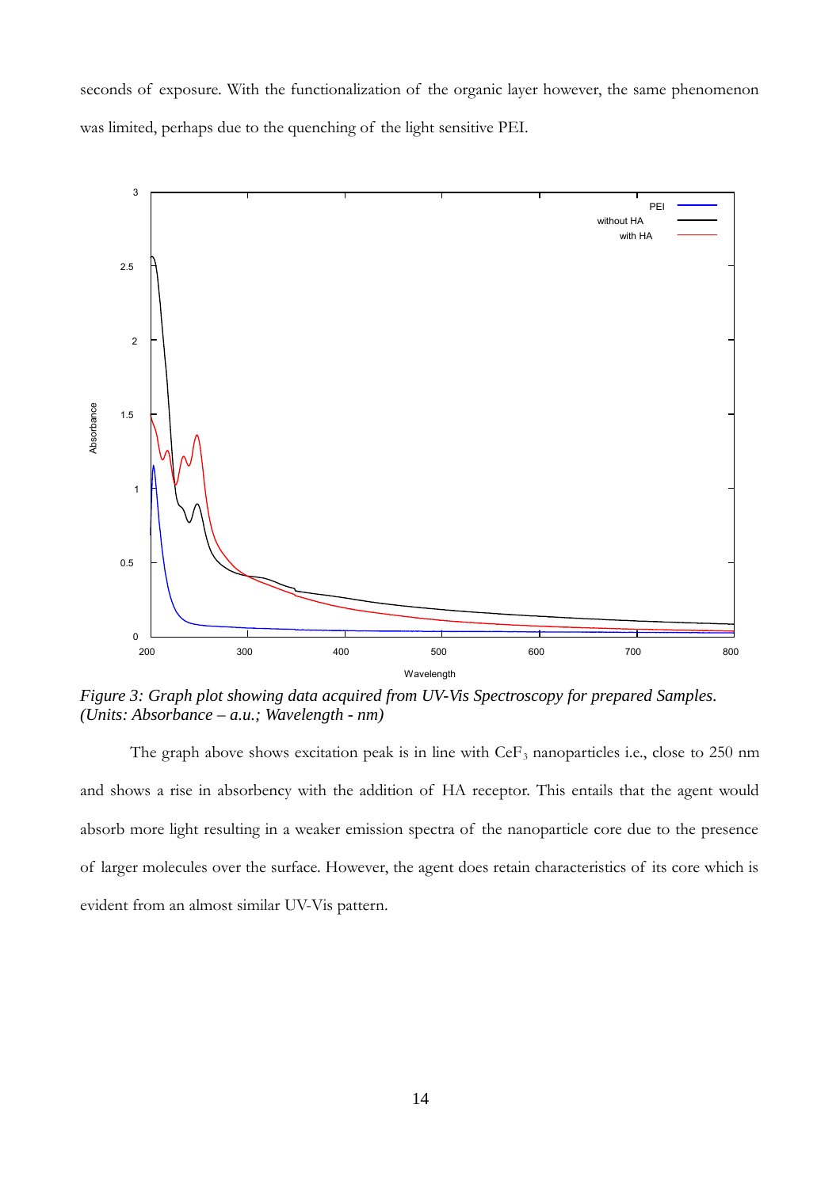seconds of exposure. With the functionalization of the organic layer however, the same phenomenon was limited, perhaps due to the quenching of the light sensitive PEI.

*Figure 3: Graph plot showing data acquired from UV-Vis Spectroscopy for prepared Samples. (Units: Absorbance – a.u.; Wavelength - nm)*

The graph above shows excitation peak is in line with $CeF_3$ nanoparticles i.e., close to 250 nm and shows a rise in absorbency with the addition of HA receptor. This entails that the agent would absorb more light resulting in a weaker emission spectra of the nanoparticle core due to the presence of larger molecules over the surface. However, the agent does retain characteristics of its core which is evident from an almost similar UV-Vis pattern.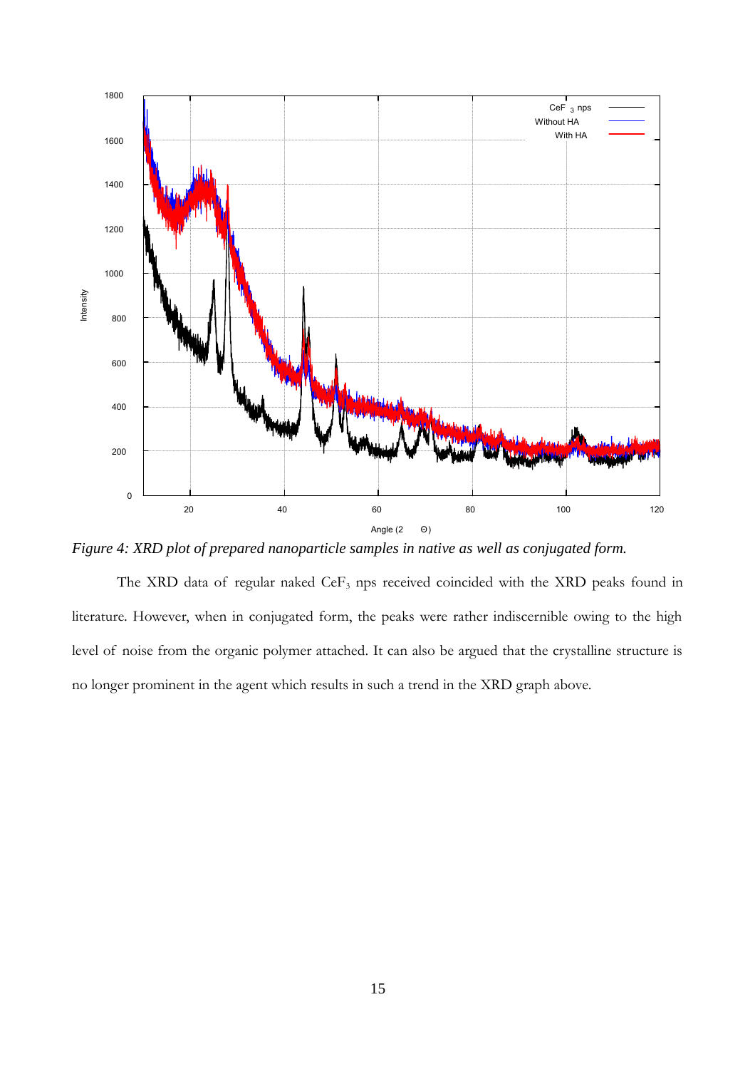*Figure 4: XRD plot of prepared nanoparticle samples in native as well as conjugated form.*

The XRD data of regular naked $CeF_3$ nps received coincided with the XRD peaks found in literature. However, when in conjugated form, the peaks were rather indiscernible owing to the high level of noise from the organic polymer attached. It can also be argued that the crystalline structure is no longer prominent in the agent which results in such a trend in the XRD graph above.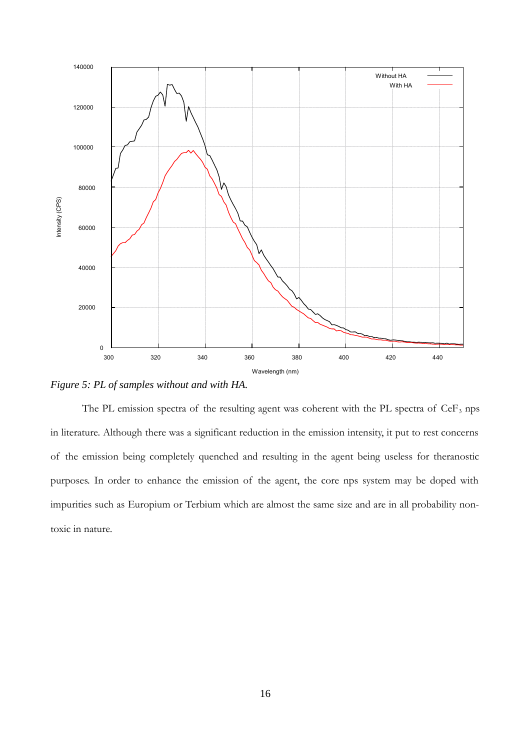*Figure 5: PL of samples without and with HA.*

The PL emission spectra of the resulting agent was coherent with the PL spectra of $CeF_3$ nps in literature. Although there was a significant reduction in the emission intensity, it put to rest concerns of the emission being completely quenched and resulting in the agent being useless for theranostic purposes. In order to enhance the emission of the agent, the core nps system may be doped with impurities such as Europium or Terbium which are almost the same size and are in all probability non-toxic in nature.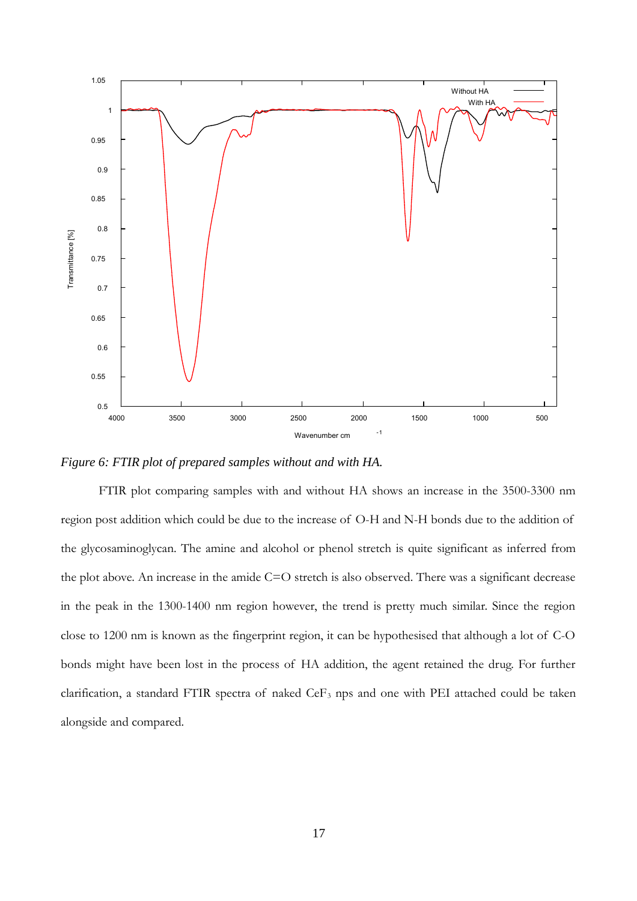*Figure 6: FTIR plot of prepared samples without and with HA.*

FTIR plot comparing samples with and without HA shows an increase in the 3500-3300 nm region post addition which could be due to the increase of O-H and N-H bonds due to the addition of the glycosaminoglycan. The amine and alcohol or phenol stretch is quite significant as inferred from the plot above. An increase in the amide C=O stretch is also observed. There was a significant decrease in the peak in the 1300-1400 nm region however, the trend is pretty much similar. Since the region close to 1200 nm is known as the fingerprint region, it can be hypothesised that although a lot of C-O bonds might have been lost in the process of HA addition, the agent retained the drug. For further clarification, a standard FTIR spectra of naked $CeF_3$ nps and one with PEI attached could be taken alongside and compared.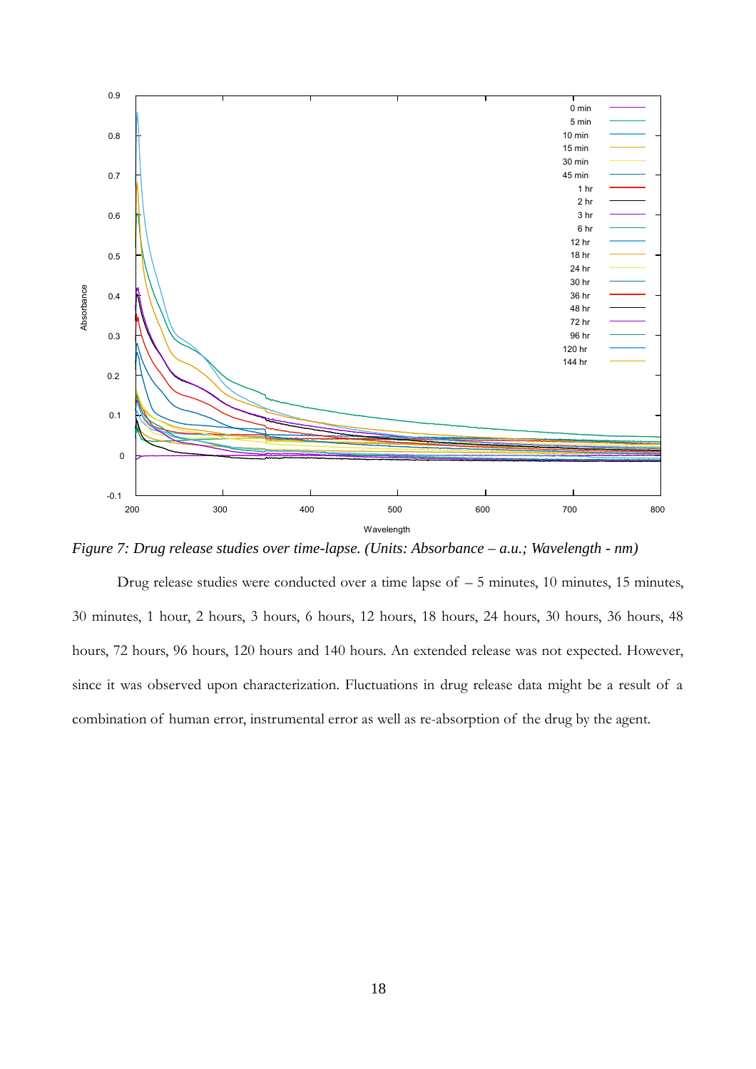*Figure 7: Drug release studies over time-lapse. (Units: Absorbance – a.u.; Wavelength - nm)*

Drug release studies were conducted over a time lapse of – 5 minutes, 10 minutes, 15 minutes, 30 minutes, 1 hour, 2 hours, 3 hours, 6 hours, 12 hours, 18 hours, 24 hours, 30 hours, 36 hours, 48 hours, 72 hours, 96 hours, 120 hours and 140 hours. An extended release was not expected. However, since it was observed upon characterization. Fluctuations in drug release data might be a result of a combination of human error, instrumental error as well as re-absorption of the drug by the agent.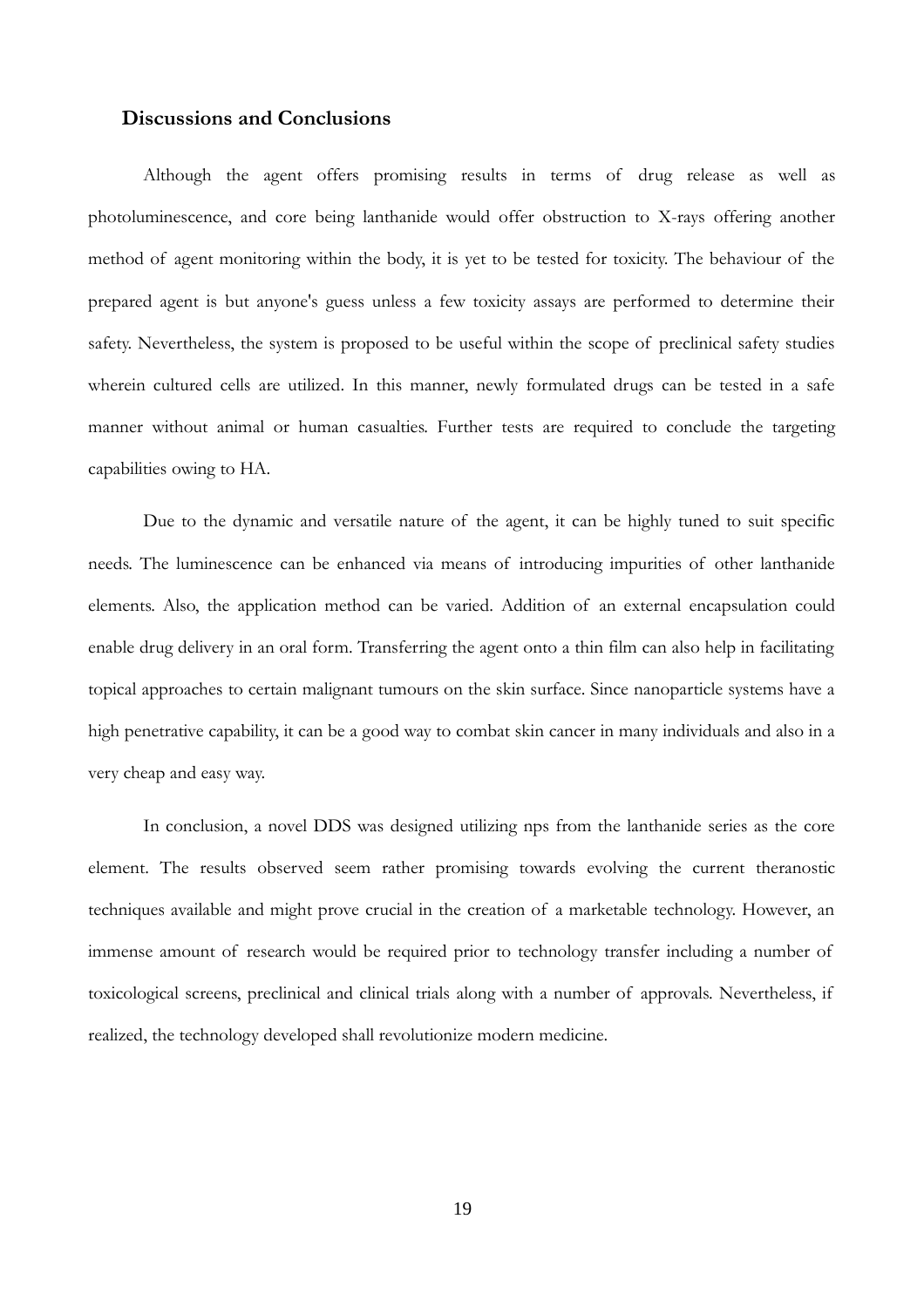## Discussions and Conclusions

Although the agent offers promising results in terms of drug release as well as photoluminescence, and core being lanthanide would offer obstruction to X-rays offering another method of agent monitoring within the body, it is yet to be tested for toxicity. The behaviour of the prepared agent is but anyone's guess unless a few toxicity assays are performed to determine their safety. Nevertheless, the system is proposed to be useful within the scope of preclinical safety studies wherein cultured cells are utilized. In this manner, newly formulated drugs can be tested in a safe manner without animal or human casualties. Further tests are required to conclude the targeting capabilities owing to HA.

Due to the dynamic and versatile nature of the agent, it can be highly tuned to suit specific needs. The luminescence can be enhanced via means of introducing impurities of other lanthanide elements. Also, the application method can be varied. Addition of an external encapsulation could enable drug delivery in an oral form. Transferring the agent onto a thin film can also help in facilitating topical approaches to certain malignant tumours on the skin surface. Since nanoparticle systems have a high penetrative capability, it can be a good way to combat skin cancer in many individuals and also in a very cheap and easy way.

In conclusion, a novel DDS was designed utilizing nps from the lanthanide series as the core element. The results observed seem rather promising towards evolving the current theranostic techniques available and might prove crucial in the creation of a marketable technology. However, an immense amount of research would be required prior to technology transfer including a number of toxicological screens, preclinical and clinical trials along with a number of approvals. Nevertheless, if realized, the technology developed shall revolutionize modern medicine.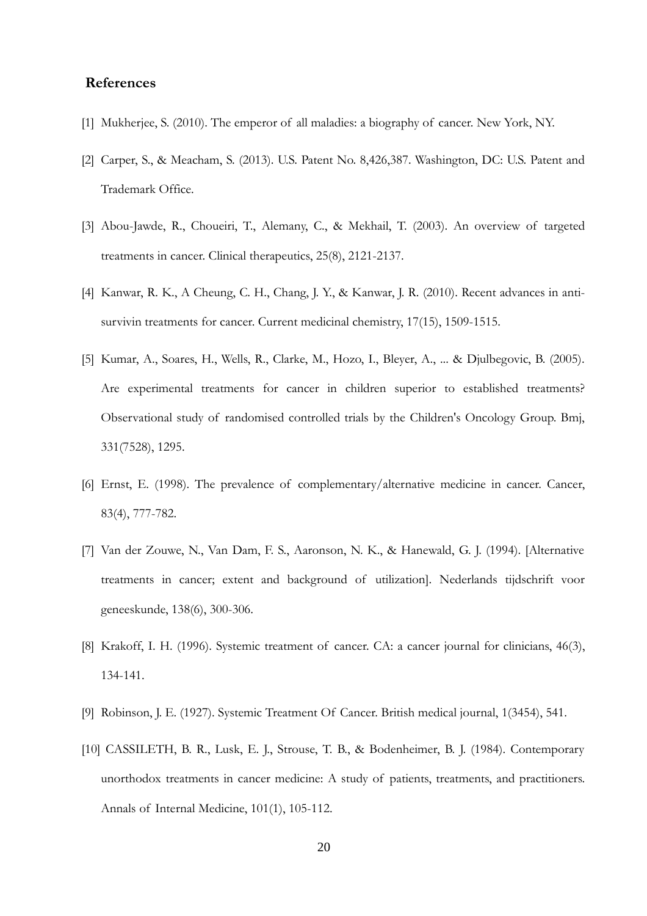## References

[1] Mukherjee, S. (2010). The emperor of all maladies: a biography of cancer. New York, NY.

[2] Carper, S., & Meacham, S. (2013). U.S. Patent No. 8,426,387. Washington, DC: U.S. Patent and Trademark Office.

[3] Abou-Jawde, R., Choueiri, T., Alemany, C., & Mekhail, T. (2003). An overview of targeted treatments in cancer. Clinical therapeutics, 25(8), 2121-2137.

[4] Kanwar, R. K., A Cheung, C. H., Chang, J. Y., & Kanwar, J. R. (2010). Recent advances in anti-survivin treatments for cancer. Current medicinal chemistry, 17(15), 1509-1515.

[5] Kumar, A., Soares, H., Wells, R., Clarke, M., Hozo, I., Bleyer, A., ... & Djulbegovic, B. (2005). Are experimental treatments for cancer in children superior to established treatments? Observational study of randomised controlled trials by the Children's Oncology Group. Bmj, 331(7528), 1295.

[6] Ernst, E. (1998). The prevalence of complementary/alternative medicine in cancer. Cancer, 83(4), 777-782.

[7] Van der Zouwe, N., Van Dam, F. S., Aaronson, N. K., & Hanewald, G. J. (1994). [Alternative treatments in cancer; extent and background of utilization]. Nederlands tijdschrift voor geneeskunde, 138(6), 300-306.

[8] Krakoff, I. H. (1996). Systemic treatment of cancer. CA: a cancer journal for clinicians, 46(3), 134-141.

[9] Robinson, J. E. (1927). Systemic Treatment Of Cancer. British medical journal, 1(3454), 541.

[10] CASSILETH, B. R., Lusk, E. J., Strouse, T. B., & Bodenheimer, B. J. (1984). Contemporary unorthodox treatments in cancer medicine: A study of patients, treatments, and practitioners. Annals of Internal Medicine, 101(1), 105-112.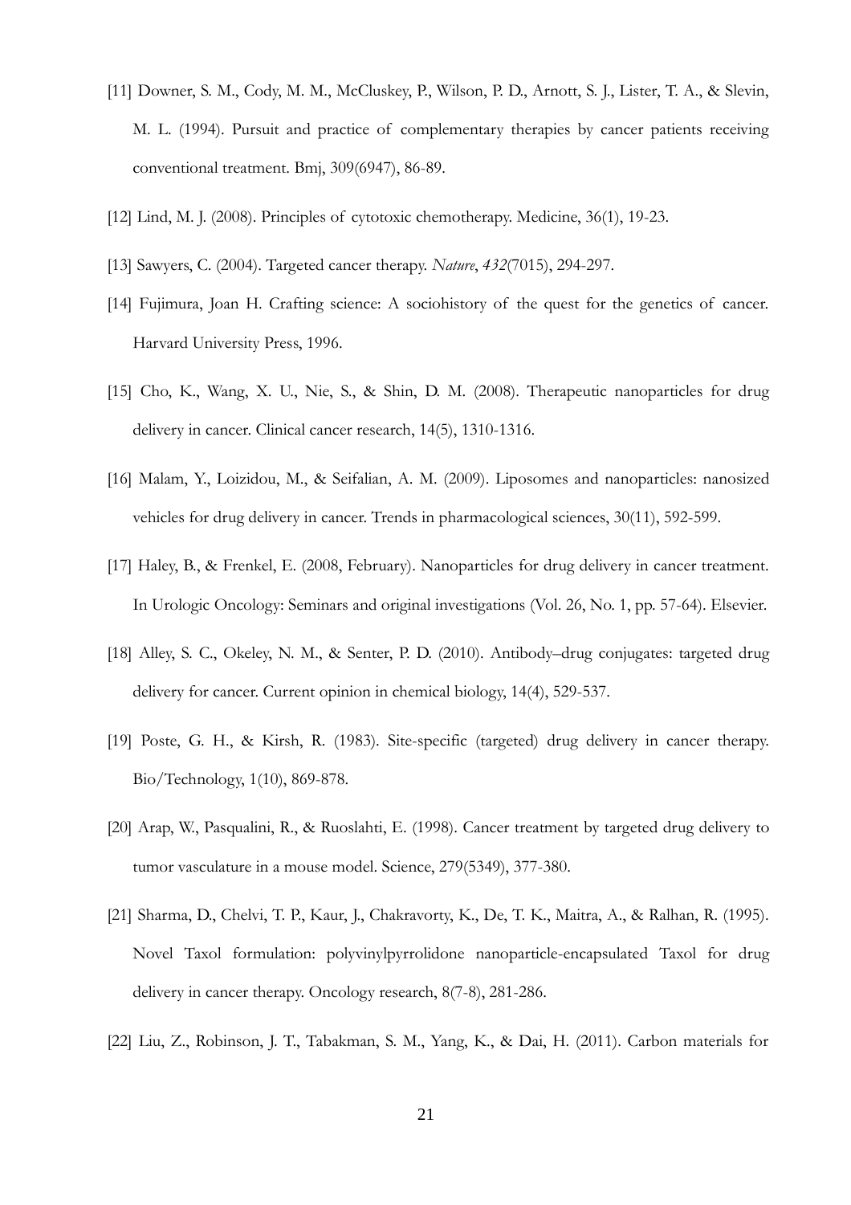[11] Downer, S. M., Cody, M. M., McCluskey, P., Wilson, P. D., Arnott, S. J., Lister, T. A., & Slevin, M. L. (1994). Pursuit and practice of complementary therapies by cancer patients receiving conventional treatment. Bmj, 309(6947), 86-89.

[12] Lind, M. J. (2008). Principles of cytotoxic chemotherapy. Medicine, 36(1), 19-23.

[13] Sawyers, C. (2004). Targeted cancer therapy. *Nature*, *432*(7015), 294-297.

[14] Fujimura, Joan H. Crafting science: A sociohistory of the quest for the genetics of cancer. Harvard University Press, 1996.

[15] Cho, K., Wang, X. U., Nie, S., & Shin, D. M. (2008). Therapeutic nanoparticles for drug delivery in cancer. Clinical cancer research, 14(5), 1310-1316.

[16] Malam, Y., Loizidou, M., & Seifalian, A. M. (2009). Liposomes and nanoparticles: nanosized vehicles for drug delivery in cancer. Trends in pharmacological sciences, 30(11), 592-599.

[17] Haley, B., & Frenkel, E. (2008, February). Nanoparticles for drug delivery in cancer treatment. In Urologic Oncology: Seminars and original investigations (Vol. 26, No. 1, pp. 57-64). Elsevier.

[18] Alley, S. C., Okeley, N. M., & Senter, P. D. (2010). Antibody–drug conjugates: targeted drug delivery for cancer. Current opinion in chemical biology, 14(4), 529-537.

[19] Poste, G. H., & Kirsh, R. (1983). Site-specific (targeted) drug delivery in cancer therapy. Bio/Technology, 1(10), 869-878.

[20] Arap, W., Pasqualini, R., & Ruoslahti, E. (1998). Cancer treatment by targeted drug delivery to tumor vasculature in a mouse model. Science, 279(5349), 377-380.

[21] Sharma, D., Chelvi, T. P., Kaur, J., Chakravorty, K., De, T. K., Maitra, A., & Ralhan, R. (1995). Novel Taxol formulation: polyvinylpyrrolidone nanoparticle-encapsulated Taxol for drug delivery in cancer therapy. Oncology research, 8(7-8), 281-286.

[22] Liu, Z., Robinson, J. T., Tabakman, S. M., Yang, K., & Dai, H. (2011). Carbon materials for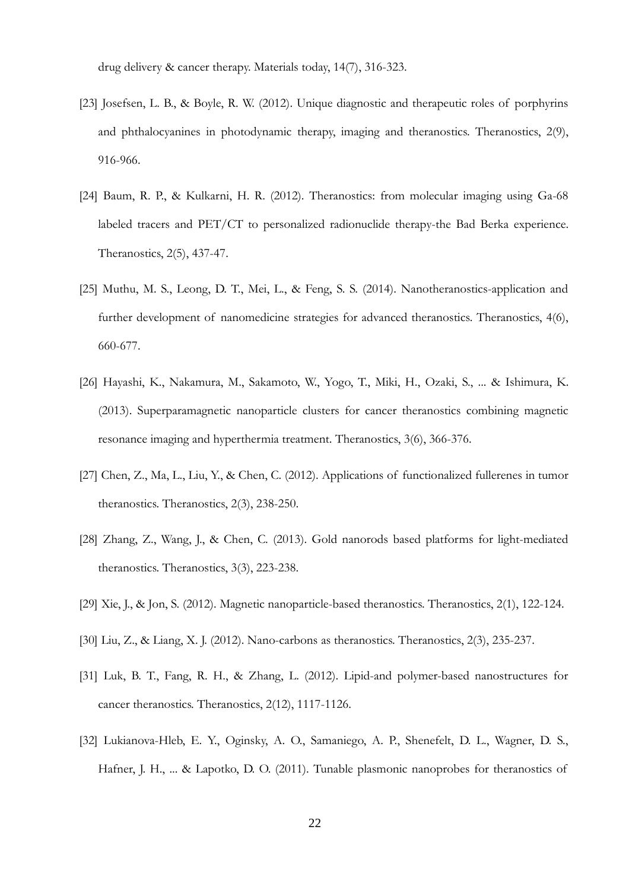drug delivery & cancer therapy. Materials today, 14(7), 316-323.

[23] Josefsen, L. B., & Boyle, R. W. (2012). Unique diagnostic and therapeutic roles of porphyrins and phthalocyanines in photodynamic therapy, imaging and theranostics. Theranostics, 2(9), 916-966.

[24] Baum, R. P., & Kulkarni, H. R. (2012). Theranostics: from molecular imaging using Ga-68 labeled tracers and PET/CT to personalized radionuclide therapy-the Bad Berka experience. Theranostics, 2(5), 437-47.

[25] Muthu, M. S., Leong, D. T., Mei, L., & Feng, S. S. (2014). Nanotheranostics-application and further development of nanomedicine strategies for advanced theranostics. Theranostics, 4(6), 660-677.

[26] Hayashi, K., Nakamura, M., Sakamoto, W., Yogo, T., Miki, H., Ozaki, S., ... & Ishimura, K. (2013). Superparamagnetic nanoparticle clusters for cancer theranostics combining magnetic resonance imaging and hyperthermia treatment. Theranostics, 3(6), 366-376.

[27] Chen, Z., Ma, L., Liu, Y., & Chen, C. (2012). Applications of functionalized fullerenes in tumor theranostics. Theranostics, 2(3), 238-250.

[28] Zhang, Z., Wang, J., & Chen, C. (2013). Gold nanorods based platforms for light-mediated theranostics. Theranostics, 3(3), 223-238.

[29] Xie, J., & Jon, S. (2012). Magnetic nanoparticle-based theranostics. Theranostics, 2(1), 122-124.

[30] Liu, Z., & Liang, X. J. (2012). Nano-carbons as theranostics. Theranostics, 2(3), 235-237.

[31] Luk, B. T., Fang, R. H., & Zhang, L. (2012). Lipid-and polymer-based nanostructures for cancer theranostics. Theranostics, 2(12), 1117-1126.

[32] Lukianova-Hleb, E. Y., Oginsky, A. O., Samaniego, A. P., Shenefelt, D. L., Wagner, D. S., Hafner, J. H., ... & Lapotko, D. O. (2011). Tunable plasmonic nanoprobes for theranostics of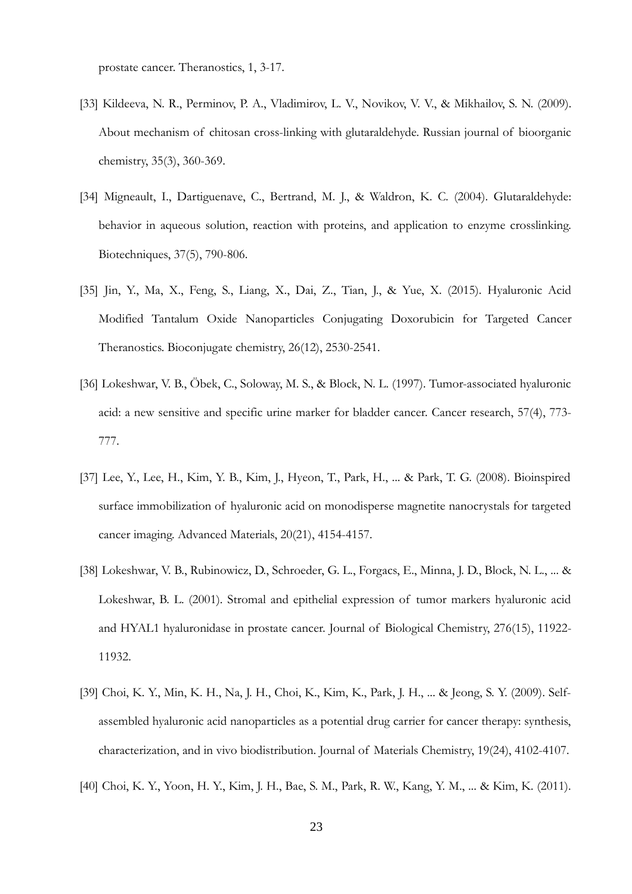prostate cancer. Theranostics, 1, 3-17.

[33] Kildeeva, N. R., Perminov, P. A., Vladimirov, L. V., Novikov, V. V., & Mikhailov, S. N. (2009). About mechanism of chitosan cross-linking with glutaraldehyde. Russian journal of bioorganic chemistry, 35(3), 360-369.

[34] Migneault, I., Dartiguenave, C., Bertrand, M. J., & Waldron, K. C. (2004). Glutaraldehyde: behavior in aqueous solution, reaction with proteins, and application to enzyme crosslinking. Biotechniques, 37(5), 790-806.

[35] Jin, Y., Ma, X., Feng, S., Liang, X., Dai, Z., Tian, J., & Yue, X. (2015). Hyaluronic Acid Modified Tantalum Oxide Nanoparticles Conjugating Doxorubicin for Targeted Cancer Theranostics. Bioconjugate chemistry, 26(12), 2530-2541.

[36] Lokeshwar, V. B., Öbek, C., Soloway, M. S., & Block, N. L. (1997). Tumor-associated hyaluronic acid: a new sensitive and specific urine marker for bladder cancer. Cancer research, 57(4), 773-777.

[37] Lee, Y., Lee, H., Kim, Y. B., Kim, J., Hyeon, T., Park, H., ... & Park, T. G. (2008). Bioinspired surface immobilization of hyaluronic acid on monodisperse magnetite nanocrystals for targeted cancer imaging. Advanced Materials, 20(21), 4154-4157.

[38] Lokeshwar, V. B., Rubinowicz, D., Schroeder, G. L., Forgacs, E., Minna, J. D., Block, N. L., ... & Lokeshwar, B. L. (2001). Stromal and epithelial expression of tumor markers hyaluronic acid and HYAL1 hyaluronidase in prostate cancer. Journal of Biological Chemistry, 276(15), 11922-11932.

[39] Choi, K. Y., Min, K. H., Na, J. H., Choi, K., Kim, K., Park, J. H., ... & Jeong, S. Y. (2009). Self-assembled hyaluronic acid nanoparticles as a potential drug carrier for cancer therapy: synthesis, characterization, and in vivo biodistribution. Journal of Materials Chemistry, 19(24), 4102-4107.

[40] Choi, K. Y., Yoon, H. Y., Kim, J. H., Bae, S. M., Park, R. W., Kang, Y. M., ... & Kim, K. (2011).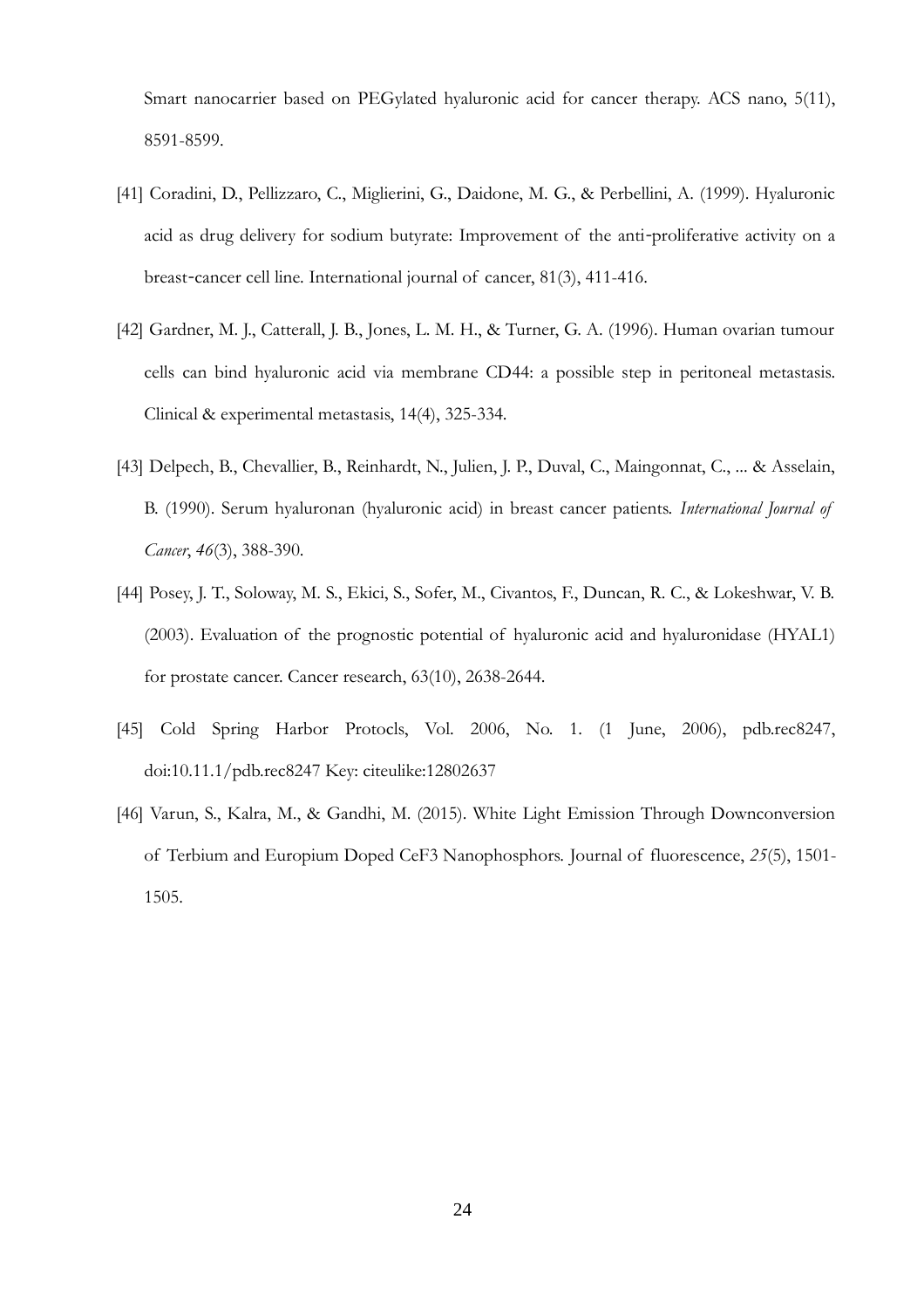Smart nanocarrier based on PEGylated hyaluronic acid for cancer therapy. ACS nano, 5(11), 8591-8599.

[41] Coradini, D., Pellizzaro, C., Miglierini, G., Daidone, M. G., & Perbellini, A. (1999). Hyaluronic acid as drug delivery for sodium butyrate: Improvement of the anti‐proliferative activity on a breast‐cancer cell line. International journal of cancer, 81(3), 411-416.

[42] Gardner, M. J., Catterall, J. B., Jones, L. M. H., & Turner, G. A. (1996). Human ovarian tumour cells can bind hyaluronic acid via membrane CD44: a possible step in peritoneal metastasis. Clinical & experimental metastasis, 14(4), 325-334.

[43] Delpech, B., Chevallier, B., Reinhardt, N., Julien, J. P., Duval, C., Maingonnat, C., ... & Asselain, B. (1990). Serum hyaluronan (hyaluronic acid) in breast cancer patients. *International Journal of Cancer*, *46*(3), 388-390.

[44] Posey, J. T., Soloway, M. S., Ekici, S., Sofer, M., Civantos, F., Duncan, R. C., & Lokeshwar, V. B. (2003). Evaluation of the prognostic potential of hyaluronic acid and hyaluronidase (HYAL1) for prostate cancer. Cancer research, 63(10), 2638-2644.

[45] Cold Spring Harbor Protocls, Vol. 2006, No. 1. (1 June, 2006), pdb.rec8247, doi:10.11.1/pdb.rec8247 Key: citeulike:12802637

[46] Varun, S., Kalra, M., & Gandhi, M. (2015). White Light Emission Through Downconversion of Terbium and Europium Doped CeF3 Nanophosphors. Journal of fluorescence, *25*(5), 1501-1505.